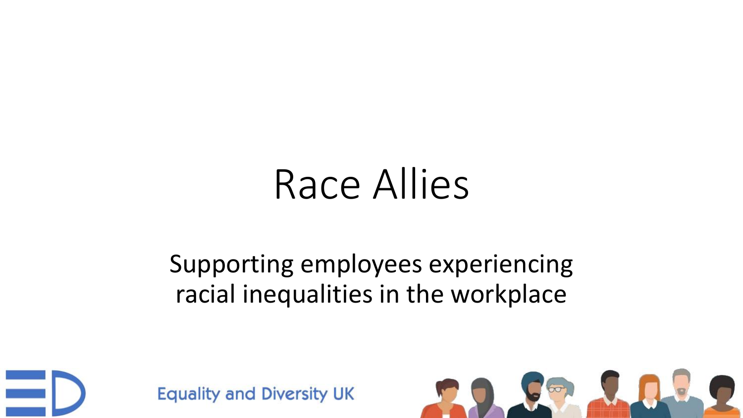# Race Allies

Supporting employees experiencing racial inequalities in the workplace

Equality and Diversity UK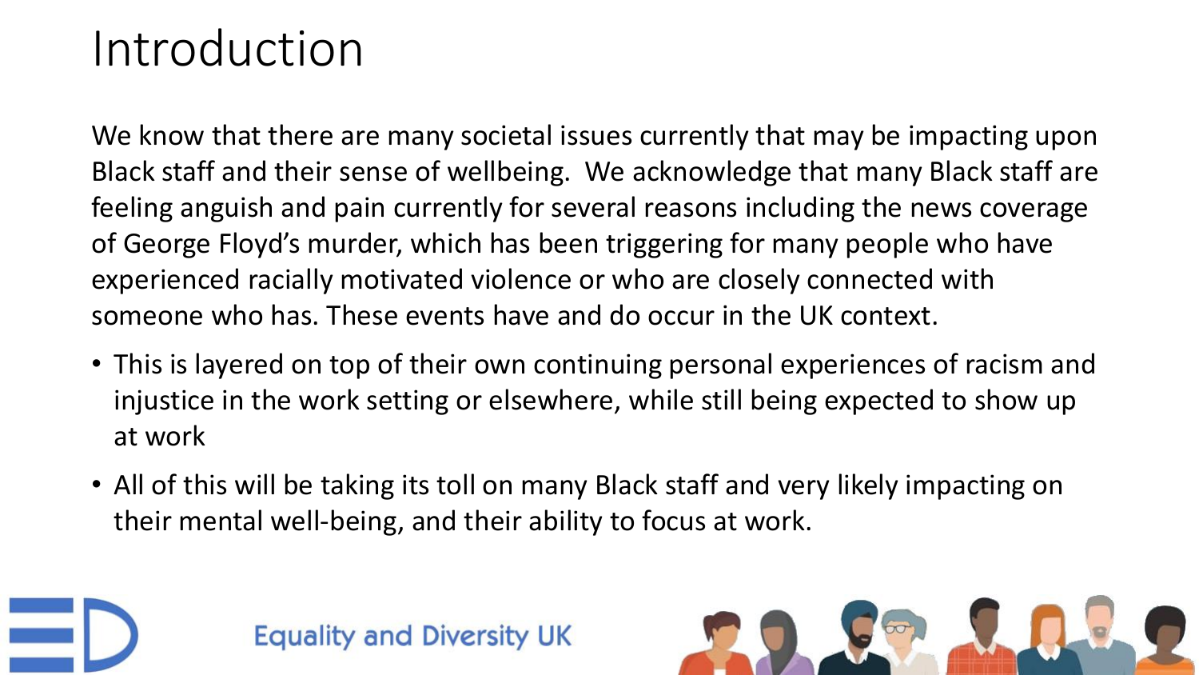# Introduction

We know that there are many societal issues currently that may be impacting upon Black staff and their sense of wellbeing. We acknowledge that many Black staff are feeling anguish and pain currently for several reasons including the news coverage of George Floyd's murder, which has been triggering for many people who have experienced racially motivated violence or who are closely connected with someone who has. These events have and do occur in the UK context.

- This is layered on top of their own continuing personal experiences of racism and injustice in the work setting or elsewhere, while still being expected to show up at work
- All of this will be taking its toll on many Black staff and very likely impacting on their mental well-being, and their ability to focus at work.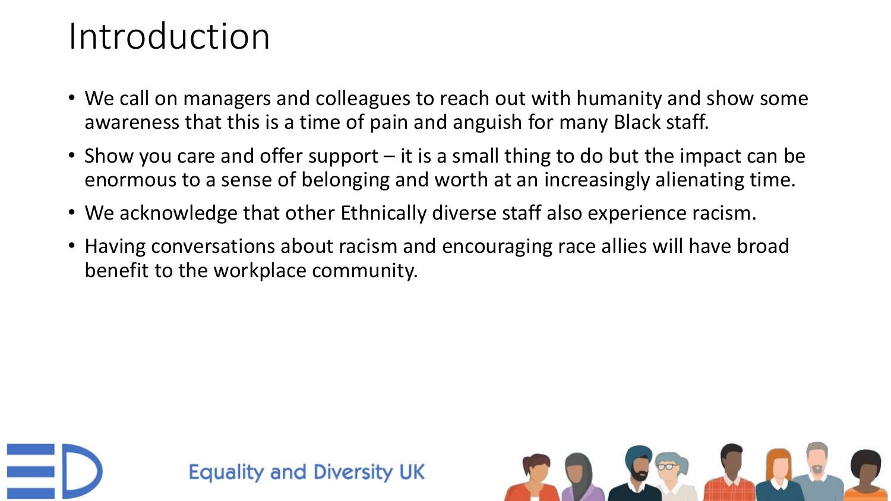# Introduction

- We call on managers and colleagues to reach out with humanity and show some awareness that this is a time of pain and anguish for many Black staff.
- Show you care and offer support – it is a small thing to do but the impact can be enormous to a sense of belonging and worth at an increasingly alienating time.
- We acknowledge that other Ethnically diverse staff also experience racism.
- Having conversations about racism and encouraging race allies will have broad benefit to the workplace community.

Equality and Diversity UK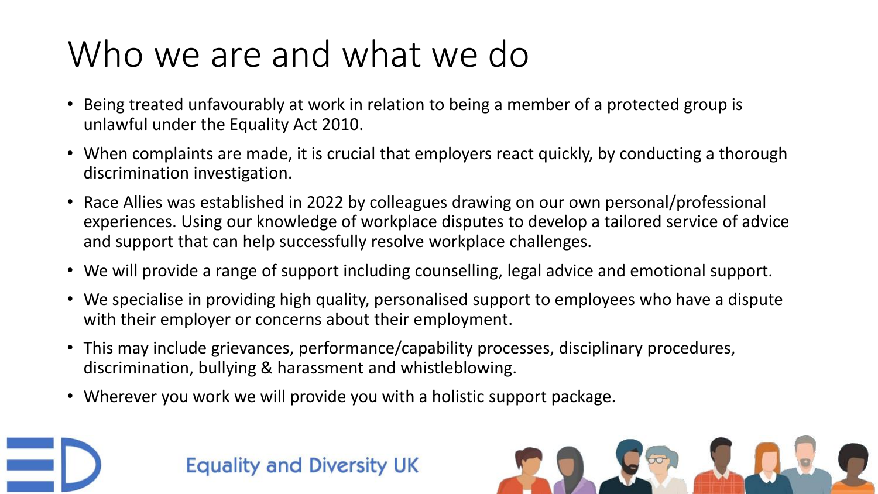# Who we are and what we do

- Being treated unfavourably at work in relation to being a member of a protected group is unlawful under the Equality Act 2010.
- When complaints are made, it is crucial that employers react quickly, by conducting a thorough discrimination investigation.
- Race Allies was established in 2022 by colleagues drawing on our own personal/professional experiences. Using our knowledge of workplace disputes to develop a tailored service of advice and support that can help successfully resolve workplace challenges.
- We will provide a range of support including counselling, legal advice and emotional support.
- We specialise in providing high quality, personalised support to employees who have a dispute with their employer or concerns about their employment.
- This may include grievances, performance/capability processes, disciplinary procedures, discrimination, bullying & harassment and whistleblowing.
- Wherever you work we will provide you with a holistic support package.

Equality and Diversity UK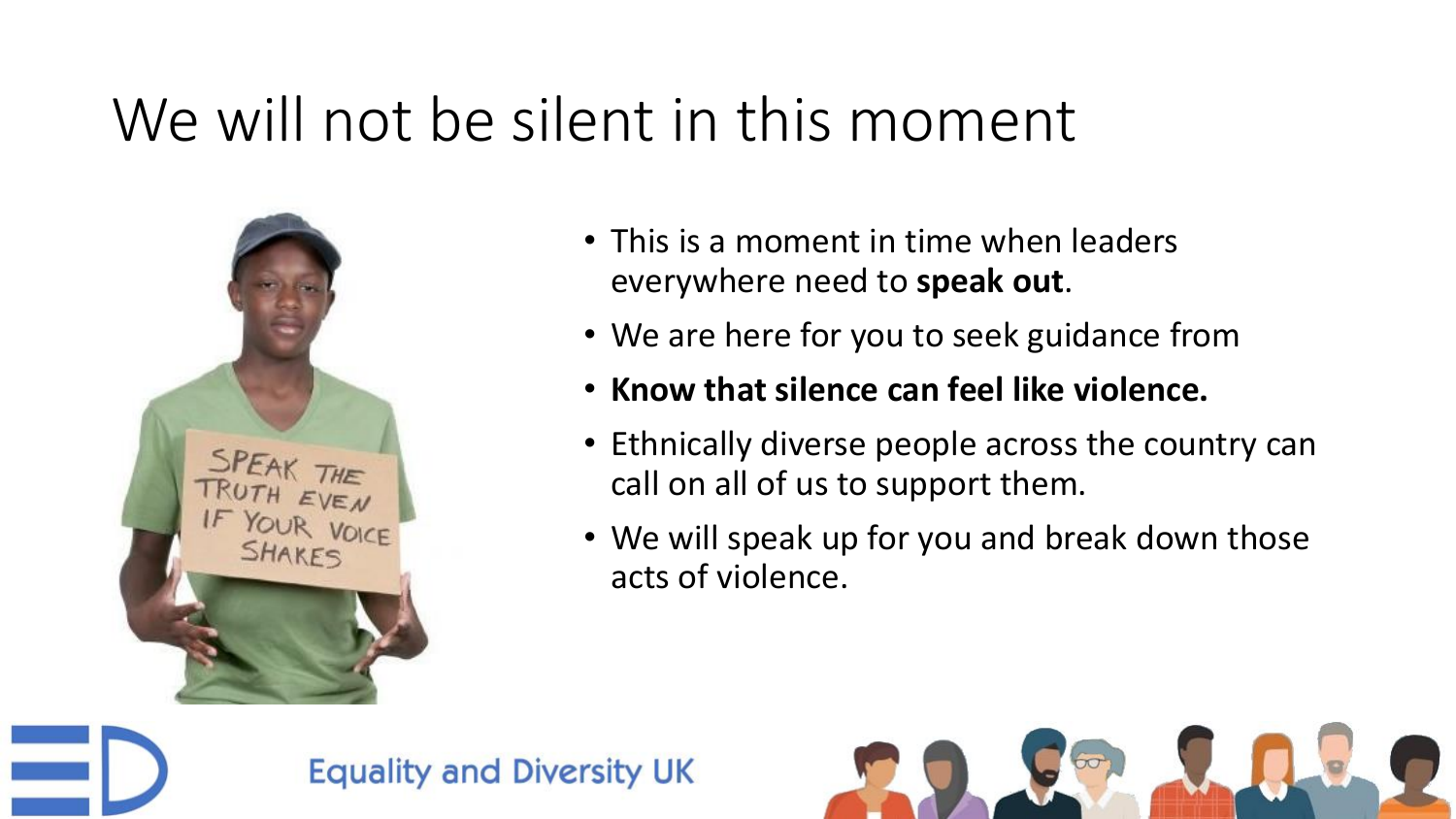# We will not be silent in this moment

- This is a moment in time when leaders everywhere need to **speak out**.
- We are here for you to seek guidance from
- **Know that silence can feel like violence.**
- Ethnically diverse people across the country can call on all of us to support them.
- We will speak up for you and break down those acts of violence.

Equality and Diversity UK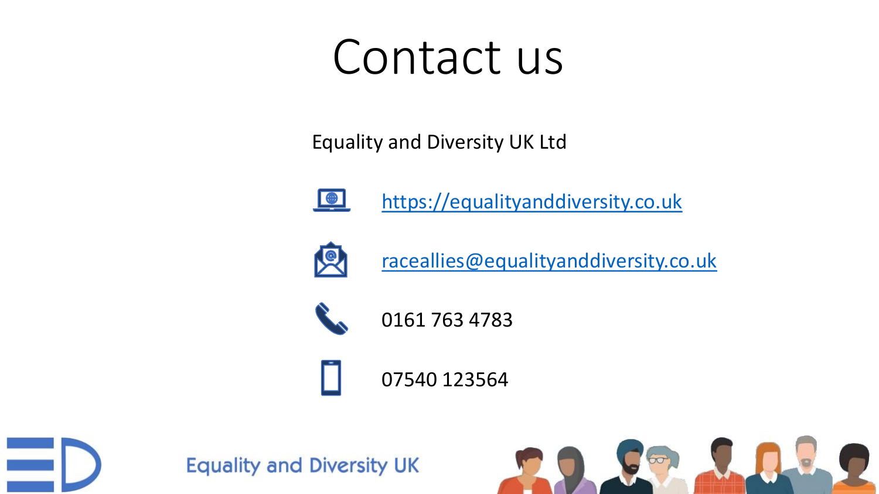# Contact us

Equality and Diversity UK Ltd

https://equalityanddiversity.co.uk

raceallies@equalityanddiversity.co.uk

0161 763 4783

07540 123564

Equality and Diversity UK